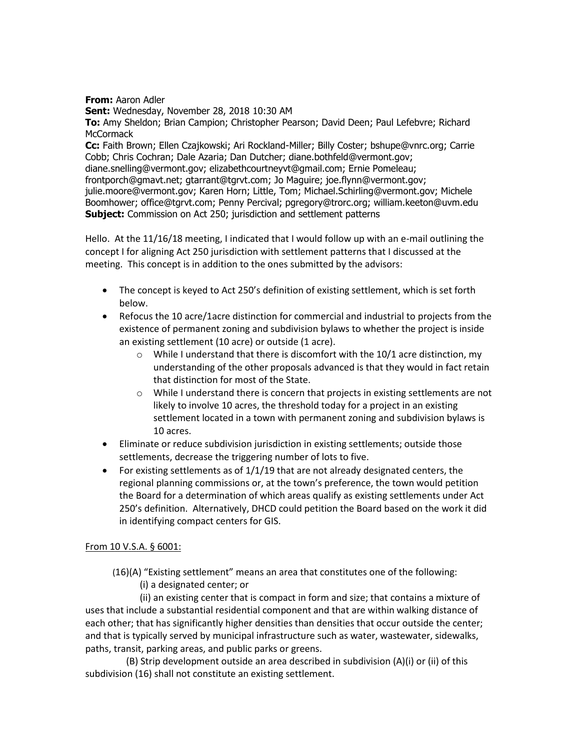**From:** Aaron Adler  
**Sent:** Wednesday, November 28, 2018 10:30 AM  
**To:** Amy Sheldon; Brian Campion; Christopher Pearson; David Deen; Paul Lefebvre; Richard McCormack  
**Cc:** Faith Brown; Ellen Czajkowski; Ari Rockland-Miller; Billy Coster; bshupe@vnrc.org; Carrie Cobb; Chris Cochran; Dale Azaria; Dan Dutcher; diane.bothfeld@vermont.gov; diane.snelling@vermont.gov; elizabethcourtneyvt@gmail.com; Ernie Pomeleau; frontporch@gmavt.net; gtarrant@tgrvt.com; Jo Maguire; joe.flynn@vermont.gov; julie.moore@vermont.gov; Karen Horn; Little, Tom; Michael.Schirling@vermont.gov; Michele Boomhower; office@tgrvt.com; Penny Percival; pgregory@trorc.org; william.keeton@uvm.edu  
**Subject:** Commission on Act 250; jurisdiction and settlement patterns

Hello. At the 11/16/18 meeting, I indicated that I would follow up with an e-mail outlining the concept I for aligning Act 250 jurisdiction with settlement patterns that I discussed at the meeting. This concept is in addition to the ones submitted by the advisors:

- The concept is keyed to Act 250's definition of existing settlement, which is set forth below.
- Refocus the 10 acre/1acre distinction for commercial and industrial to projects from the existence of permanent zoning and subdivision bylaws to whether the project is inside an existing settlement (10 acre) or outside (1 acre).
    - While I understand that there is discomfort with the 10/1 acre distinction, my understanding of the other proposals advanced is that they would in fact retain that distinction for most of the State.
    - While I understand there is concern that projects in existing settlements are not likely to involve 10 acres, the threshold today for a project in an existing settlement located in a town with permanent zoning and subdivision bylaws is 10 acres.
- Eliminate or reduce subdivision jurisdiction in existing settlements; outside those settlements, decrease the triggering number of lots to five.
- For existing settlements as of 1/1/19 that are not already designated centers, the regional planning commissions or, at the town's preference, the town would petition the Board for a determination of which areas qualify as existing settlements under Act 250's definition. Alternatively, DHCD could petition the Board based on the work it did in identifying compact centers for GIS.

<u>From 10 V.S.A. § 6001:</u>

(16)(A) "Existing settlement" means an area that constitutes one of the following:

(i) a designated center; or

(ii) an existing center that is compact in form and size; that contains a mixture of uses that include a substantial residential component and that are within walking distance of each other; that has significantly higher densities than densities that occur outside the center; and that is typically served by municipal infrastructure such as water, wastewater, sidewalks, paths, transit, parking areas, and public parks or greens.

(B) Strip development outside an area described in subdivision (A)(i) or (ii) of this subdivision (16) shall not constitute an existing settlement.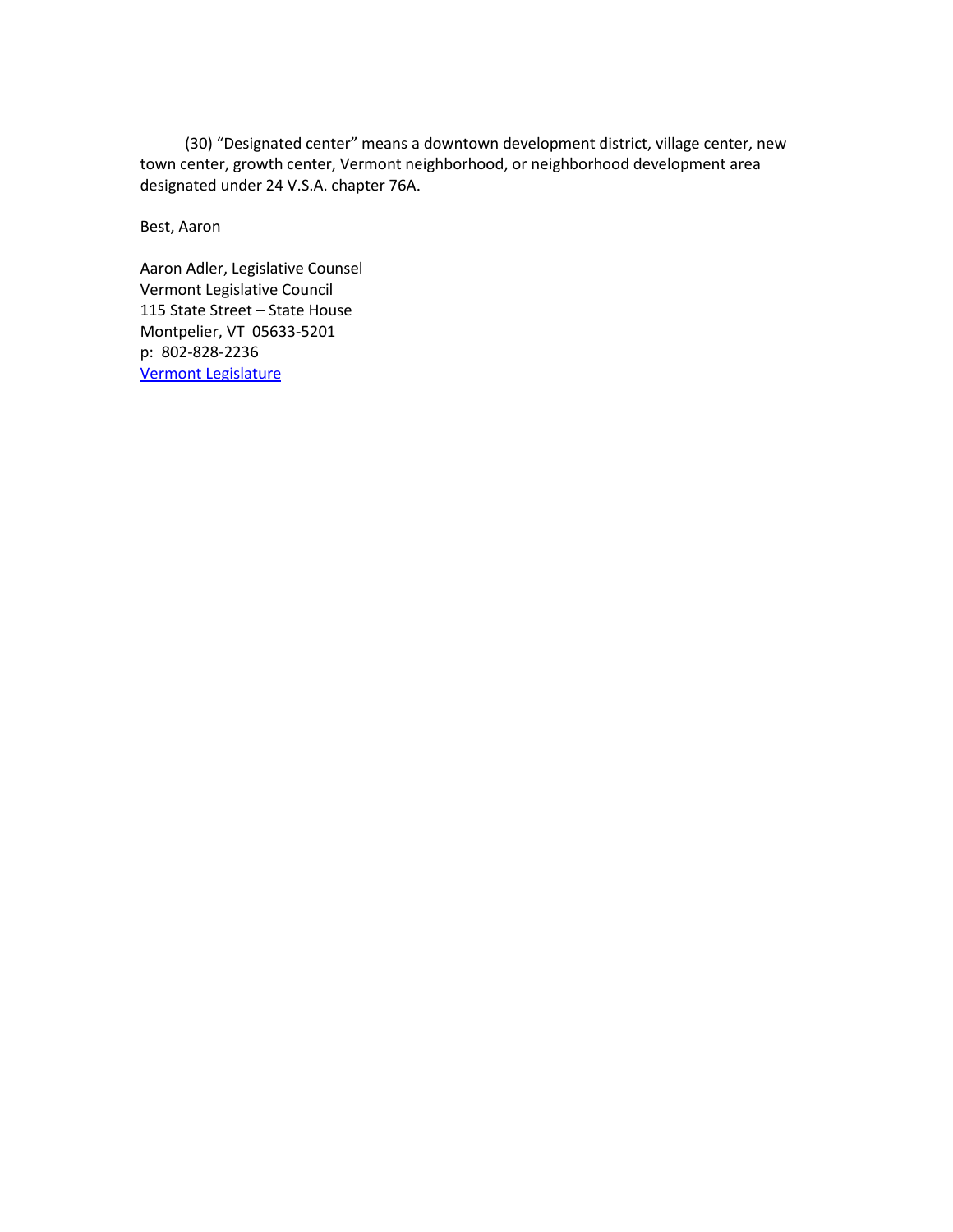(30) "Designated center" means a downtown development district, village center, new town center, growth center, Vermont neighborhood, or neighborhood development area designated under 24 V.S.A. chapter 76A.

Best, Aaron

Aaron Adler, Legislative Counsel
Vermont Legislative Council
115 State Street – State House
Montpelier, VT 05633-5201
p: 802-828-2236
Vermont Legislature